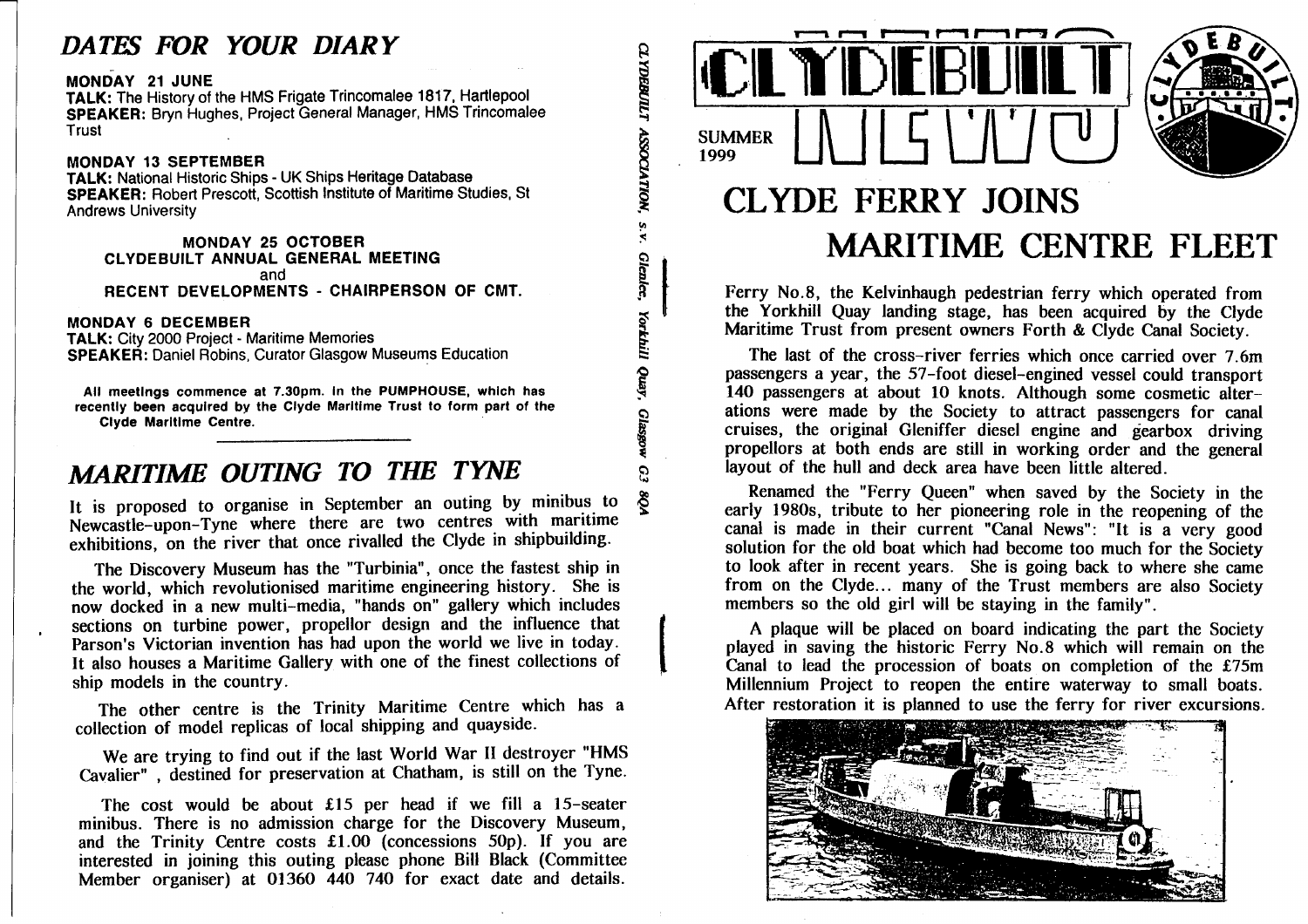# CLYDEBUILT NEWS

SUMMER 1999

## CLYDE FERRY JOINS MARITIME CENTRE FLEET

Ferry No.8, the Kelvinhaugh pedestrian ferry which operated from the Yorkhill Quay landing stage, has been acquired by the Clyde Maritime Trust from present owners Forth & Clyde Canal Society.

The last of the cross-river ferries which once carried over 7.6m passengers a year, the 57-foot diesel-engined vessel could transport 140 passengers at about 10 knots. Although some cosmetic alterations were made by the Society to attract passengers for canal cruises, the original Gleniffer diesel engine and gearbox driving propellors at both ends are still in working order and the general layout of the hull and deck area have been little altered.

Renamed the "Ferry Queen" when saved by the Society in the early 1980s, tribute to her pioneering role in the reopening of the canal is made in their current "Canal News": "It is a very good solution for the old boat which had become too much for the Society to look after in recent years. She is going back to where she came from on the Clyde... many of the Trust members are also Society members so the old girl will be staying in the family".

A plaque will be placed on board indicating the part the Society played in saving the historic Ferry No.8 which will remain on the Canal to lead the procession of boats on completion of the £75m Millennium Project to reopen the entire waterway to small boats. After restoration it is planned to use the ferry for river excursions.

## *DATES FOR YOUR DIARY*

**MONDAY 21 JUNE**
**TALK:** The History of the HMS Frigate Trincomalee 1817, Hartlepool
**SPEAKER:** Bryn Hughes, Project General Manager, HMS Trincomalee Trust

**MONDAY 13 SEPTEMBER**
**TALK:** National Historic Ships - UK Ships Heritage Database
**SPEAKER:** Robert Prescott, Scottish Institute of Maritime Studies, St Andrews University

**MONDAY 25 OCTOBER**
**CLYDEBUILT ANNUAL GENERAL MEETING**
and
**RECENT DEVELOPMENTS - CHAIRPERSON OF CMT.**

**MONDAY 6 DECEMBER**
**TALK:** City 2000 Project - Maritime Memories
**SPEAKER:** Daniel Robins, Curator Glasgow Museums Education

**All meetings commence at 7.30pm. In the PUMPHOUSE, which has recently been acquired by the Clyde Maritime Trust to form part of the Clyde Maritime Centre.**

## *MARITIME OUTING TO THE TYNE*

It is proposed to organise in September an outing by minibus to Newcastle-upon-Tyne where there are two centres with maritime exhibitions, on the river that once rivalled the Clyde in shipbuilding.

The Discovery Museum has the "Turbinia", once the fastest ship in the world, which revolutionised maritime engineering history. She is now docked in a new multi-media, "hands on" gallery which includes sections on turbine power, propellor design and the influence that Parson's Victorian invention has had upon the world we live in today. It also houses a Maritime Gallery with one of the finest collections of ship models in the country.

The other centre is the Trinity Maritime Centre which has a collection of model replicas of local shipping and quayside.

We are trying to find out if the last World War II destroyer "HMS Cavalier" , destined for preservation at Chatham, is still on the Tyne.

The cost would be about £15 per head if we fill a 15-seater minibus. There is no admission charge for the Discovery Museum, and the Trinity Centre costs £1.00 (concessions 50p). If you are interested in joining this outing please phone Bill Black (Committee Member organiser) at 01360 440 740 for exact date and details.

*CLYDEBUILT ASSOCIATION, s.v. Glenlee, Yorkhill Quay, Glasgow G3 8QA*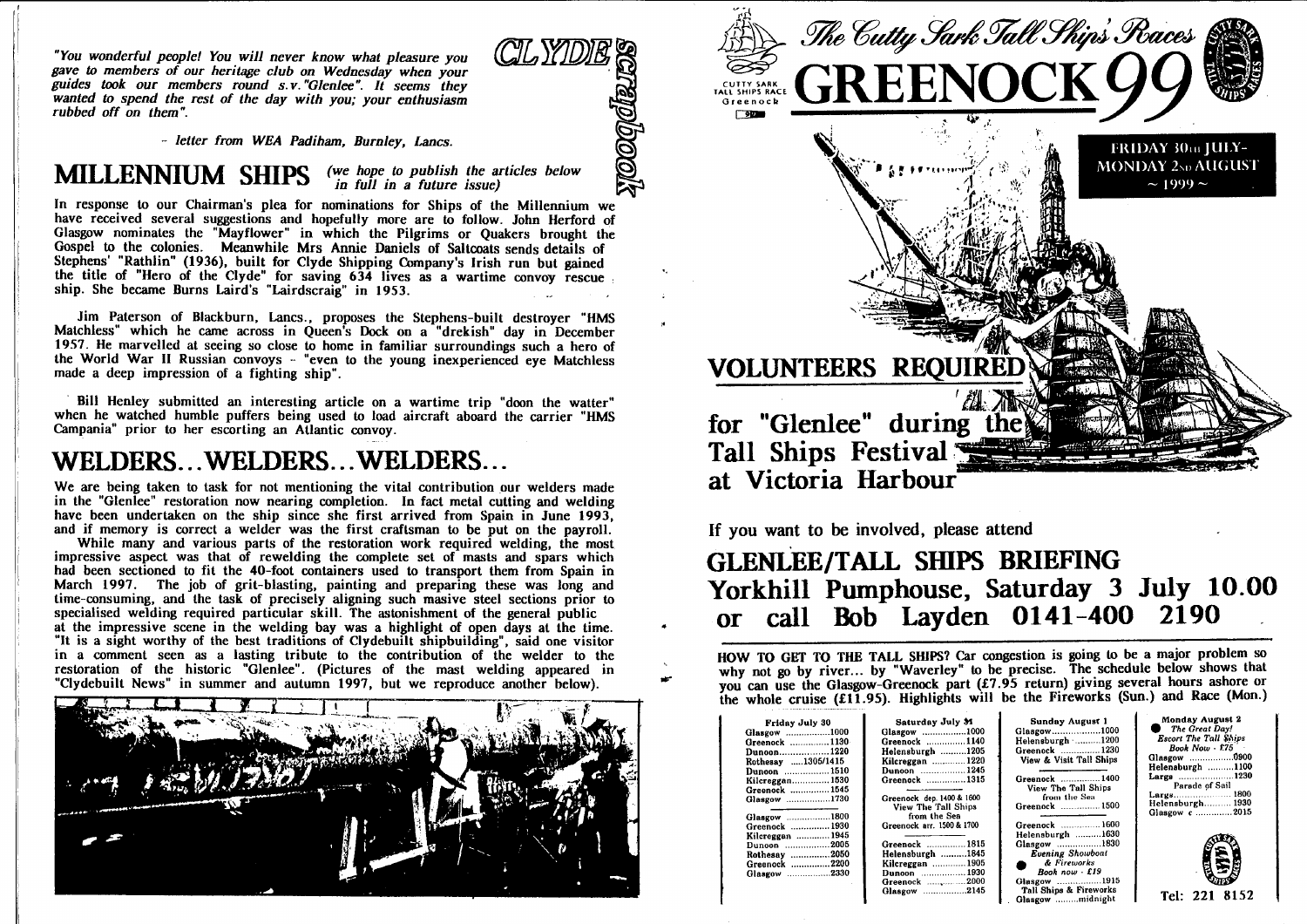*"You wonderful people! You will never know what pleasure you gave to members of our heritage club on Wednesday when your guides took our members round s.v. "Glenlee". It seems they wanted to spend the rest of the day with you; your enthusiasm rubbed off on them".*

*- letter from WEA Padiham, Burnley, Lancs.*

CLYDE scrapbook

## MILLENNIUM SHIPS

*(we hope to publish the articles below in full in a future issue)*

In response to our Chairman's plea for nominations for Ships of the Millennium we have received several suggestions and hopefully more are to follow. John Herford of Glasgow nominates the "Mayflower" in which the Pilgrims or Quakers brought the Gospel to the colonies. Meanwhile Mrs Annie Daniels of Saltcoats sends details of Stephens' "Rathlin" (1936), built for Clyde Shipping Company's Irish run but gained the title of "Hero of the Clyde" for saving 634 lives as a wartime convoy rescue ship. She became Burns Laird's "Lairdscraig" in 1953.

Jim Paterson of Blackburn, Lancs., proposes the Stephens-built destroyer "HMS Matchless" which he came across in Queen's Dock on a "drekish" day in December 1957. He marvelled at seeing so close to home in familiar surroundings such a hero of the World War II Russian convoys - "even to the young inexperienced eye Matchless made a deep impression of a fighting ship".

Bill Henley submitted an interesting article on a wartime trip "doon the watter" when he watched humble puffers being used to load aircraft aboard the carrier "HMS Campania" prior to her escorting an Atlantic convoy.

## WELDERS...WELDERS...WELDERS...

We are being taken to task for not mentioning the vital contribution our welders made in the "Glenlee" restoration now nearing completion. In fact metal cutting and welding have been undertaken on the ship since she first arrived from Spain in June 1993, and if memory is correct a welder was the first craftsman to be put on the payroll.

While many and various parts of the restoration work required welding, the most impressive aspect was that of rewelding the complete set of masts and spars which had been sectioned to fit the 40-foot containers used to transport them from Spain in March 1997. The job of grit-blasting, painting and preparing these was long and time-consuming, and the task of precisely aligning such massive steel sections prior to specialised welding required particular skill. The astonishment of the general public at the impressive scene in the welding bay was a highlight of open days at the time. "It is a sight worthy of the best traditions of Clydebuilt shipbuilding", said one visitor in a comment seen as a lasting tribute to the contribution of the welder to the restoration of the historic "Glenlee". (Pictures of the mast welding appeared in "Clydebuilt News" in summer and autumn 1997, but we reproduce another below).

# The Cutty Sark Tall Ships' Races GREENOCK 99

CUTTY SARK TALL SHIPS RACE Greenock

FRIDAY 30th JULY - MONDAY 2nd AUGUST ~ 1999 ~

## VOLUNTEERS REQUIRED for "Glenlee" during the Tall Ships Festival at Victoria Harbour

If you want to be involved, please attend

## GLENLEE/TALL SHIPS BRIEFING Yorkhill Pumphouse, Saturday 3 July 10.00 or call Bob Layden 0141-400 2190

**HOW TO GET TO THE TALL SHIPS?** Car congestion is going to be a major problem so why not go by river... by "Waverley" to be precise. The schedule below shows that you can use the Glasgow-Greenock part (£7.95 return) giving several hours ashore or the whole cruise (£11.95). Highlights will be the Fireworks (Sun.) and Race (Mon.)

**Friday July 30**

| | |
|---|---|
| Glasgow | 1000 |
| Greenock | 1130 |
| Dunoon | 1220 |
| Rothesay | 1305/1415 |
| Dunoon | 1510 |
| Kilcreggan | 1530 |
| Greenock | 1545 |
| Glasgow | 1730 |
| Glasgow | 1800 |
| Greenock | 1930 |
| Kilcreggan | 1945 |
| Dunoon | 2005 |
| Rothesay | 2050 |
| Greenock | 2200 |
| Glasgow | 2330 |

**Saturday July 31**

| | |
|---|---|
| Glasgow | 1000 |
| Greenock | 1140 |
| Helensburgh | 1205 |
| Kilcreggan | 1220 |
| Dunoon | 1245 |
| Greenock | 1315 |
| Greenock dep. 1400 & 1600 View The Tall Ships from the Sea Greenock arr. 1500 & 1700 | |
| Greenock | 1815 |
| Helensburgh | 1845 |
| Kilcreggan | 1905 |
| Dunoon | 1930 |
| Greenock | 2000 |
| Glasgow | 2145 |

**Sunday August 1**

| | |
|---|---|
| Glasgow | 1000 |
| Helensburgh | 1200 |
| Greenock | 1230 |
| View & Visit Tall Ships | |
| Greenock | 1400 |
| View The Tall Ships from the Sea | |
| Greenock | 1500 |
| Greenock | 1600 |
| Helensburgh | 1630 |
| Glasgow | 1830 |
| *Evening Showboat & Fireworks Book now - £19* | |
| Glasgow | 1915 |
| Tall Ships & Fireworks | |
| Glasgow | midnight |

**Monday August 2**

*The Great Day! Escort The Tall Ships Book Now - £75*

| | |
|---|---|
| Glasgow | 0900 |
| Helensburgh | 1100 |
| Largs | 1230 |
| Parade of Sail | |
| Largs | 1800 |
| Helensburgh | 1930 |
| Glasgow c | 2015 |

Tel: 221 8152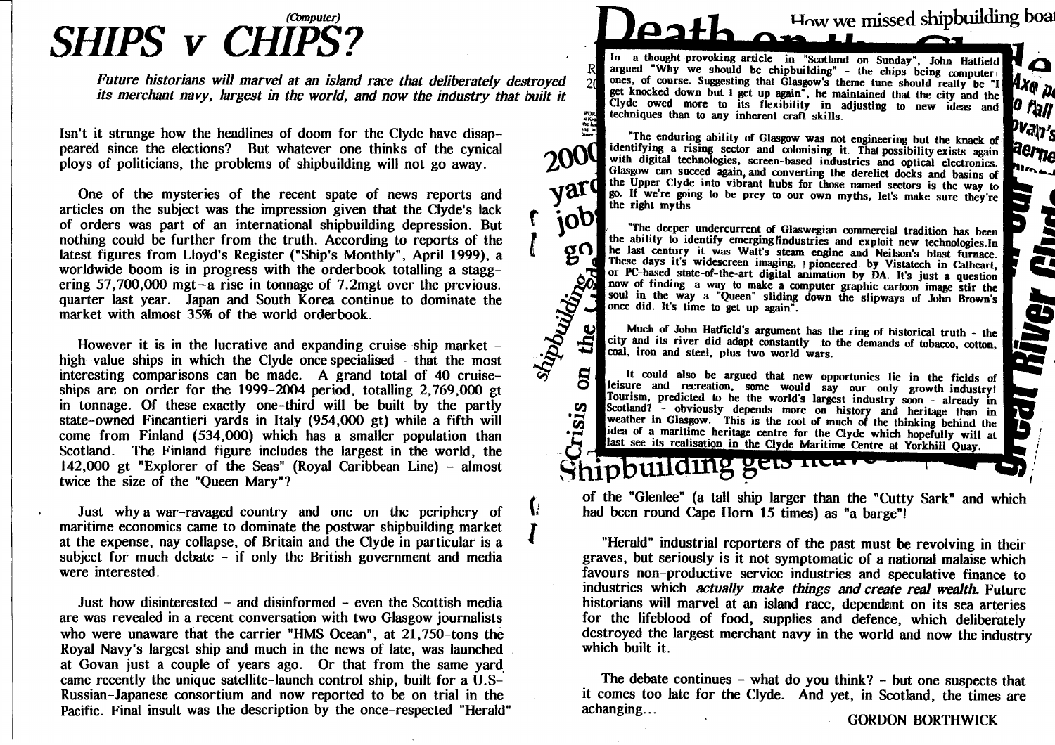# *(Computer)* SHIPS v CHIPS?

*Future historians will marvel at an island race that deliberately destroyed its merchant navy, largest in the world, and now the industry that built it*

Isn't it strange how the headlines of doom for the Clyde have disappeared since the elections? But whatever one thinks of the cynical ploys of politicians, the problems of shipbuilding will not go away.

One of the mysteries of the recent spate of news reports and articles on the subject was the impression given that the Clyde's lack of orders was part of an international shipbuilding depression. But nothing could be further from the truth. According to reports of the latest figures from Lloyd's Register ("Ship's Monthly", April 1999), a worldwide boom is in progress with the orderbook totalling a staggering 57,700,000 mgt—a rise in tonnage of 7.2mgt over the previous quarter last year. Japan and South Korea continue to dominate the market with almost 35% of the world orderbook.

However it is in the lucrative and expanding cruise ship market – high-value ships in which the Clyde once specialised – that the most interesting comparisons can be made. A grand total of 40 cruise-ships are on order for the 1999-2004 period, totalling 2,769,000 gt in tonnage. Of these exactly one-third will be built by the partly state-owned Fincantieri yards in Italy (954,000 gt) while a fifth will come from Finland (534,000) which has a smaller population than Scotland. The Finland figure includes the largest in the world, the 142,000 gt "Explorer of the Seas" (Royal Caribbean Line) – almost twice the size of the "Queen Mary"?

Just why a war-ravaged country and one on the periphery of maritime economics came to dominate the postwar shipbuilding market at the expense, nay collapse, of Britain and the Clyde in particular is a subject for much debate – if only the British government and media were interested.

Just how disinterested – and disinformed – even the Scottish media are was revealed in a recent conversation with two Glasgow journalists who were unaware that the carrier "HMS Ocean", at 21,750-tons the Royal Navy's largest ship and much in the news of late, was launched at Govan just a couple of years ago. Or that from the same yard came recently the unique satellite-launch control ship, built for a U.S-Russian-Japanese consortium and now reported to be on trial in the Pacific. Final insult was the description by the once-respected "Herald" of the "Glenlee" (a tall ship larger than the "Cutty Sark" and which had been round Cape Horn 15 times) as "a barge"!

In a thought-provoking article in "Scotland on Sunday", John Hatfield argued "Why we should be chipbuilding" – the chips being computer ones, of course. Suggesting that Glasgow's theme tune should really be "I get knocked down but I get up again", he maintained that the city and the Clyde owed more to its flexibility in adjusting to new ideas and techniques than to any inherent craft skills.

"The enduring ability of Glasgow was not engineering but the knack of identifying a rising sector and colonising it. That possibility exists again with digital technologies, screen-based industries and optical electronics. Glasgow can suceed again, and converting the derelict docks and basins of the Upper Clyde into vibrant hubs for those named sectors is the way to go. If we're going to be prey to our own myths, let's make sure they're the right myths

"The deeper undercurrent of Glaswegian commercial tradition has been the ability to identify emerging industries and exploit new technologies. In he last century it was Watt's steam engine and Neilson's blast furnace. These days it's widescreen imaging, pioneered by Vistatech in Cathcart, or PC-based state-of-the-art digital animation by DA. It's just a question now of finding a way to make a computer graphic cartoon image stir the soul in the way a "Queen" sliding down the slipways of John Brown's once did. It's time to get up again".

Much of John Hatfield's argument has the ring of historical truth – the city and its river did adapt constantly to the demands of tobacco, cotton, coal, iron and steel, plus two world wars.

It could also be argued that new opportunies lie in the fields of leisure and recreation, some would say our only growth industry! Tourism, predicted to be the world's largest industry soon – already in Scotland? – obviously depends more on history and heritage than in weather in Glasgow. This is the root of much of the thinking behind the idea of a maritime heritage centre for the Clyde which hopefully will at last see its realisation in the Clyde Maritime Centre at Yorkhill Quay.

"Herald" industrial reporters of the past must be revolving in their graves, but seriously is it not symptomatic of a national malaise which favours non-productive service industries and speculative finance to industries which *actually make things and create real wealth.* Future historians will marvel at an island race, dependant on its sea arteries for the lifeblood of food, supplies and defence, which deliberately destroyed the largest merchant navy in the world and now the industry which built it.

The debate continues – what do you think? – but one suspects that it comes too late for the Clyde. And yet, in Scotland, the times are achanging...

GORDON BORTHWICK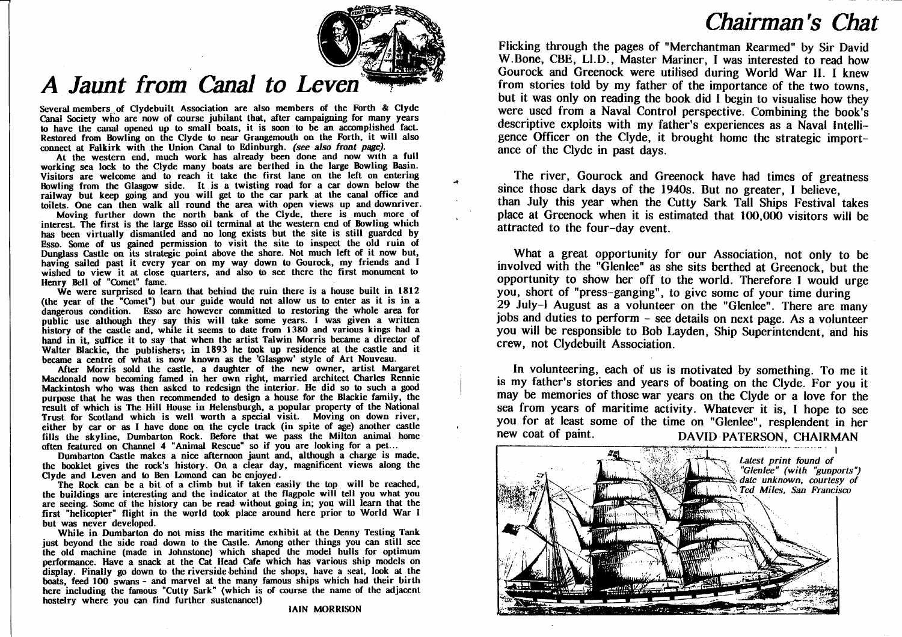# A Jaunt from Canal to Leven

Several members of Clydebuilt Association are also members of the Forth & Clyde Canal Society who are now of course jubilant that, after campaigning for many years to have the canal opened up to small boats, it is soon to be an accomplished fact. Restored from Bowling on the Clyde to near Grangemouth on the Forth, it will also connect at Falkirk with the Union Canal to Edinburgh. *(see also front page).*

At the western end, much work has already been done and now with a full working sea lock to the Clyde many boats are berthed in the large Bowling Basin. Visitors are welcome and to reach it take the first lane on the left on entering Bowling from the Glasgow side. It is a twisting road for a car down below the railway but keep going and you will get to the car park at the canal office and toilets. One can then walk all round the area with open views up and downriver.

Moving further down the north bank of the Clyde, there is much more of interest. The first is the large Esso oil terminal at the western end of Bowling which has been virtually dismantled and no long exists but the site is still guarded by Esso. Some of us gained permission to visit the site to inspect the old ruin of Dunglass Castle on its strategic point above the shore. Not much left of it now but, having sailed past it every year on my way down to Gourock, my friends and I wished to view it at close quarters, and also to see there the first monument to Henry Bell of "Comet" fame.

We were surprised to learn that behind the ruin there is a house built in 1812 (the year of the "Comet") but our guide would not allow us to enter as it is in a dangerous condition. Esso are however committed to restoring the whole area for public use although they say this will take some years. I was given a written history of the castle and, while it seems to date from 1380 and various kings had a hand in it, suffice it to say that when the artist Talwin Morris became a director of Walter Blackie, the publishers, in 1893 he took up residence at the castle and it became a centre of what is now known as the 'Glasgow' style of Art Nouveau.

After Morris sold the castle, a daughter of the new owner, artist Margaret Macdonald now becoming famed in her own right, married architect Charles Rennie Mackintosh who was then asked to redesign the interior. He did so to such a good purpose that he was then recommended to design a house for the Blackie family, the result of which is The Hill House in Helensburgh, a popular property of the National Trust for Scotland which is well worth a special visit. Moving on down river, either by car or as I have done on the cycle track (in spite of age) another castle fills the skyline, Dumbarton Rock. Before that we pass the Milton animal home often featured on Channel 4 "Animal Rescue" so if you are looking for a pet...

Dumbarton Castle makes a nice afternoon jaunt and, although a charge is made, the booklet gives the rock's history. On a clear day, magnificent views along the Clyde and Leven and to Ben Lomond can be enjoyed.

The Rock can be a bit of a climb but if taken easily the top will be reached, the buildings are interesting and the indicator at the flagpole will tell you what you are seeing. Some of the history can be read without going in; you will learn that the first "helicopter" flight in the world took place around here prior to World War I but was never developed.

While in Dumbarton do not miss the maritime exhibit at the Denny Testing Tank just beyond the side road down to the Castle. Among other things you can still see the old machine (made in Johnstone) which shaped the model hulls for optimum performance. Have a snack at the Cat Head Cafe which has various ship models on display. Finally go down to the riverside behind the shops, have a seat, look at the boats, feed 100 swans - and marvel at the many famous ships which had their birth here including the famous "Cutty Sark" (which is of course the name of the adjacent hostelry where you can find further sustenance!)

IAIN MORRISON

# Chairman's Chat

Flicking through the pages of "Merchantman Rearmed" by Sir David W.Bone, CBE, Ll.D., Master Mariner, I was interested to read how Gourock and Greenock were utilised during World War II. I knew from stories told by my father of the importance of the two towns, but it was only on reading the book did I begin to visualise how they were used from a Naval Control perspective. Combining the book's descriptive exploits with my father's experiences as a Naval Intelligence Officer on the Clyde, it brought home the strategic importance of the Clyde in past days.

The river, Gourock and Greenock have had times of greatness since those dark days of the 1940s. But no greater, I believe, than July this year when the Cutty Sark Tall Ships Festival takes place at Greenock when it is estimated that 100,000 visitors will be attracted to the four-day event.

What a great opportunity for our Association, not only to be involved with the "Glenlee" as she sits berthed at Greenock, but the opportunity to show her off to the world. Therefore I would urge you, short of "press-ganging", to give some of your time during 29 July-1 August as a volunteer on the "Glenlee". There are many jobs and duties to perform - see details on next page. As a volunteer you will be responsible to Bob Layden, Ship Superintendent, and his crew, not Clydebuilt Association.

In volunteering, each of us is motivated by something. To me it is my father's stories and years of boating on the Clyde. For you it may be memories of those war years on the Clyde or a love for the sea from years of maritime activity. Whatever it is, I hope to see you for at least some of the time on "Glenlee", resplendent in her new coat of paint.

DAVID PATERSON, CHAIRMAN

*Latest print found of "Glenlee" (with "gunports") date unknown, courtesy of Ted Miles, San Francisco*